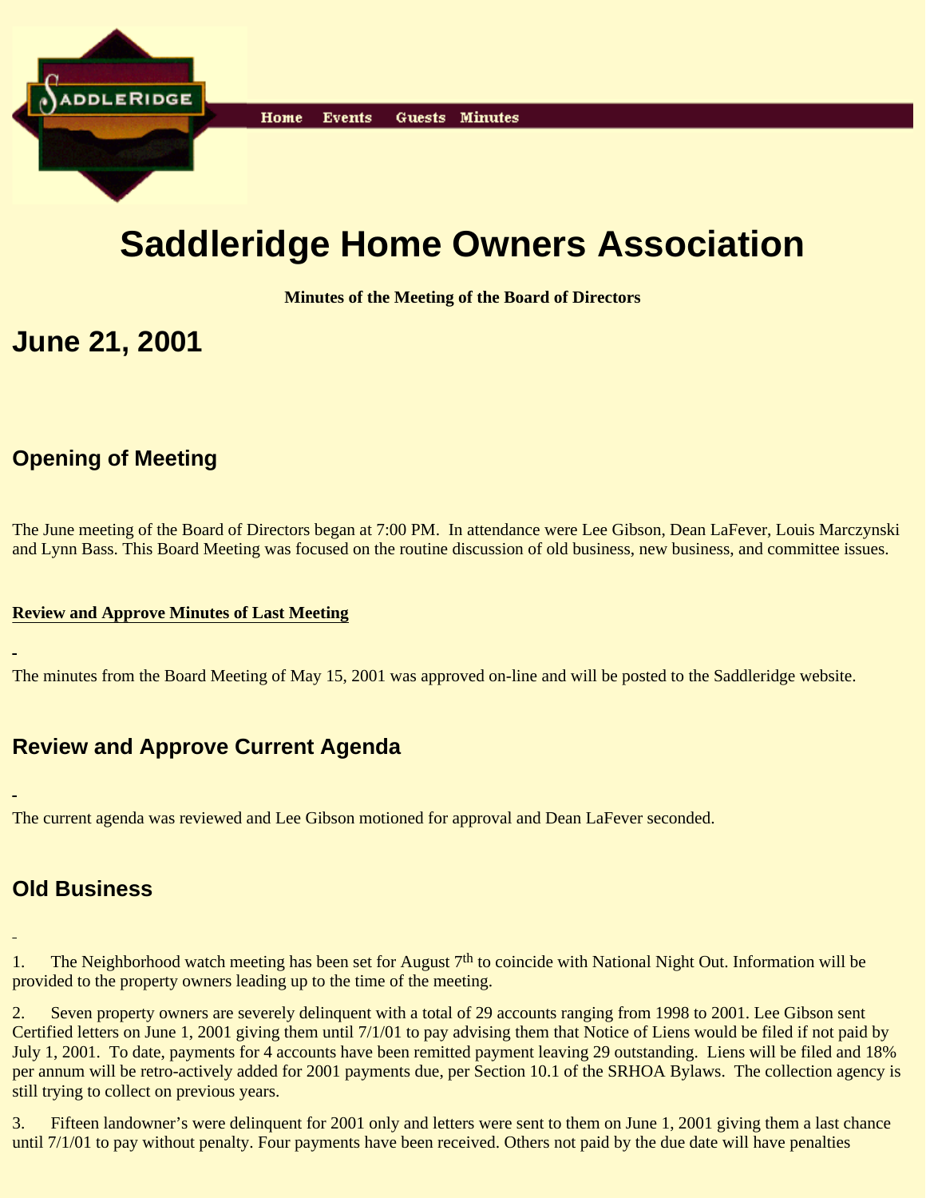Home Events Guests Minutes

# Saddleridge Home Owners Association

**Minutes of the Meeting of the Board of Directors**

# June 21, 2001

## Opening of Meeting

The June meeting of the Board of Directors began at 7:00 PM. In attendance were Lee Gibson, Dean LaFever, Louis Marczynski and Lynn Bass. This Board Meeting was focused on the routine discussion of old business, new business, and committee issues.

**Review and Approve Minutes of Last Meeting**

The minutes from the Board Meeting of May 15, 2001 was approved on-line and will be posted to the Saddleridge website.

## Review and Approve Current Agenda

The current agenda was reviewed and Lee Gibson motioned for approval and Dean LaFever seconded.

## Old Business

1. The Neighborhood watch meeting has been set for August 7th to coincide with National Night Out. Information will be provided to the property owners leading up to the time of the meeting.

2. Seven property owners are severely delinquent with a total of 29 accounts ranging from 1998 to 2001. Lee Gibson sent Certified letters on June 1, 2001 giving them until 7/1/01 to pay advising them that Notice of Liens would be filed if not paid by July 1, 2001. To date, payments for 4 accounts have been remitted payment leaving 29 outstanding. Liens will be filed and 18% per annum will be retro-actively added for 2001 payments due, per Section 10.1 of the SRHOA Bylaws. The collection agency is still trying to collect on previous years.

3. Fifteen landowner's were delinquent for 2001 only and letters were sent to them on June 1, 2001 giving them a last chance until 7/1/01 to pay without penalty. Four payments have been received. Others not paid by the due date will have penalties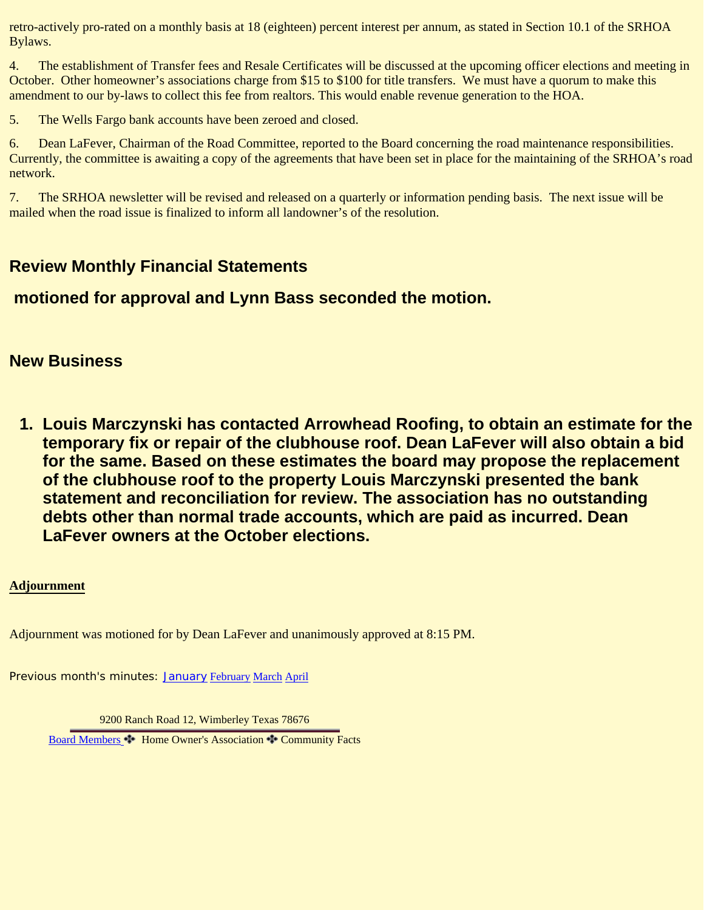retro-actively pro-rated on a monthly basis at 18 (eighteen) percent interest per annum, as stated in Section 10.1 of the SRHOA Bylaws.

4. The establishment of Transfer fees and Resale Certificates will be discussed at the upcoming officer elections and meeting in October. Other homeowner's associations charge from $15 to $100 for title transfers. We must have a quorum to make this amendment to our by-laws to collect this fee from realtors. This would enable revenue generation to the HOA.

5. The Wells Fargo bank accounts have been zeroed and closed.

6. Dean LaFever, Chairman of the Road Committee, reported to the Board concerning the road maintenance responsibilities. Currently, the committee is awaiting a copy of the agreements that have been set in place for the maintaining of the SRHOA's road network.

7. The SRHOA newsletter will be revised and released on a quarterly or information pending basis. The next issue will be mailed when the road issue is finalized to inform all landowner's of the resolution.

## Review Monthly Financial Statements

## motioned for approval and Lynn Bass seconded the motion.

## New Business

1. **Louis Marczynski has contacted Arrowhead Roofing, to obtain an estimate for the temporary fix or repair of the clubhouse roof. Dean LaFever will also obtain a bid for the same. Based on these estimates the board may propose the replacement of the clubhouse roof to the property Louis Marczynski presented the bank statement and reconciliation for review. The association has no outstanding debts other than normal trade accounts, which are paid as incurred. Dean LaFever owners at the October elections.**

**Adjournment**

Adjournment was motioned for by Dean LaFever and unanimously approved at 8:15 PM.

Previous month's minutes: January February March April

9200 Ranch Road 12, Wimberley Texas 78676

Board Members ✣ Home Owner's Association ✣ Community Facts